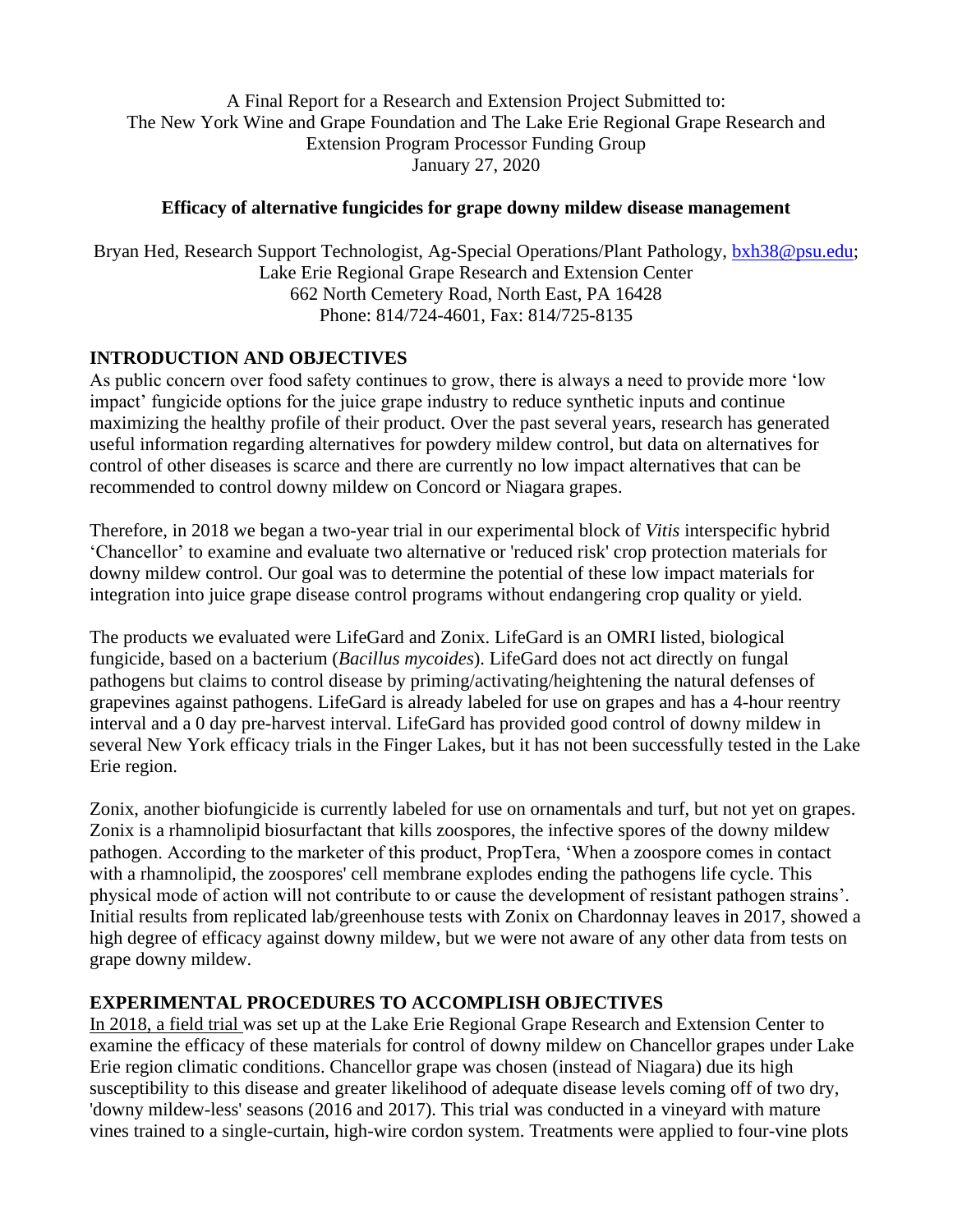A Final Report for a Research and Extension Project Submitted to:
The New York Wine and Grape Foundation and The Lake Erie Regional Grape Research and Extension Program Processor Funding Group
January 27, 2020

**Efficacy of alternative fungicides for grape downy mildew disease management**

Bryan Hed, Research Support Technologist, Ag-Special Operations/Plant Pathology, bxh38@psu.edu;
Lake Erie Regional Grape Research and Extension Center
662 North Cemetery Road, North East, PA 16428
Phone: 814/724-4601, Fax: 814/725-8135

## INTRODUCTION AND OBJECTIVES

As public concern over food safety continues to grow, there is always a need to provide more 'low impact' fungicide options for the juice grape industry to reduce synthetic inputs and continue maximizing the healthy profile of their product. Over the past several years, research has generated useful information regarding alternatives for powdery mildew control, but data on alternatives for control of other diseases is scarce and there are currently no low impact alternatives that can be recommended to control downy mildew on Concord or Niagara grapes.

Therefore, in 2018 we began a two-year trial in our experimental block of *Vitis* interspecific hybrid 'Chancellor' to examine and evaluate two alternative or 'reduced risk' crop protection materials for downy mildew control. Our goal was to determine the potential of these low impact materials for integration into juice grape disease control programs without endangering crop quality or yield.

The products we evaluated were LifeGard and Zonix. LifeGard is an OMRI listed, biological fungicide, based on a bacterium (*Bacillus mycoides*). LifeGard does not act directly on fungal pathogens but claims to control disease by priming/activating/heightening the natural defenses of grapevines against pathogens. LifeGard is already labeled for use on grapes and has a 4-hour reentry interval and a 0 day pre-harvest interval. LifeGard has provided good control of downy mildew in several New York efficacy trials in the Finger Lakes, but it has not been successfully tested in the Lake Erie region.

Zonix, another biofungicide is currently labeled for use on ornamentals and turf, but not yet on grapes. Zonix is a rhamnolipid biosurfactant that kills zoospores, the infective spores of the downy mildew pathogen. According to the marketer of this product, PropTera, 'When a zoospore comes in contact with a rhamnolipid, the zoospores' cell membrane explodes ending the pathogens life cycle. This physical mode of action will not contribute to or cause the development of resistant pathogen strains'. Initial results from replicated lab/greenhouse tests with Zonix on Chardonnay leaves in 2017, showed a high degree of efficacy against downy mildew, but we were not aware of any other data from tests on grape downy mildew.

## EXPERIMENTAL PROCEDURES TO ACCOMPLISH OBJECTIVES

In 2018, a field trial was set up at the Lake Erie Regional Grape Research and Extension Center to examine the efficacy of these materials for control of downy mildew on Chancellor grapes under Lake Erie region climatic conditions. Chancellor grape was chosen (instead of Niagara) due its high susceptibility to this disease and greater likelihood of adequate disease levels coming off of two dry, 'downy mildew-less' seasons (2016 and 2017). This trial was conducted in a vineyard with mature vines trained to a single-curtain, high-wire cordon system. Treatments were applied to four-vine plots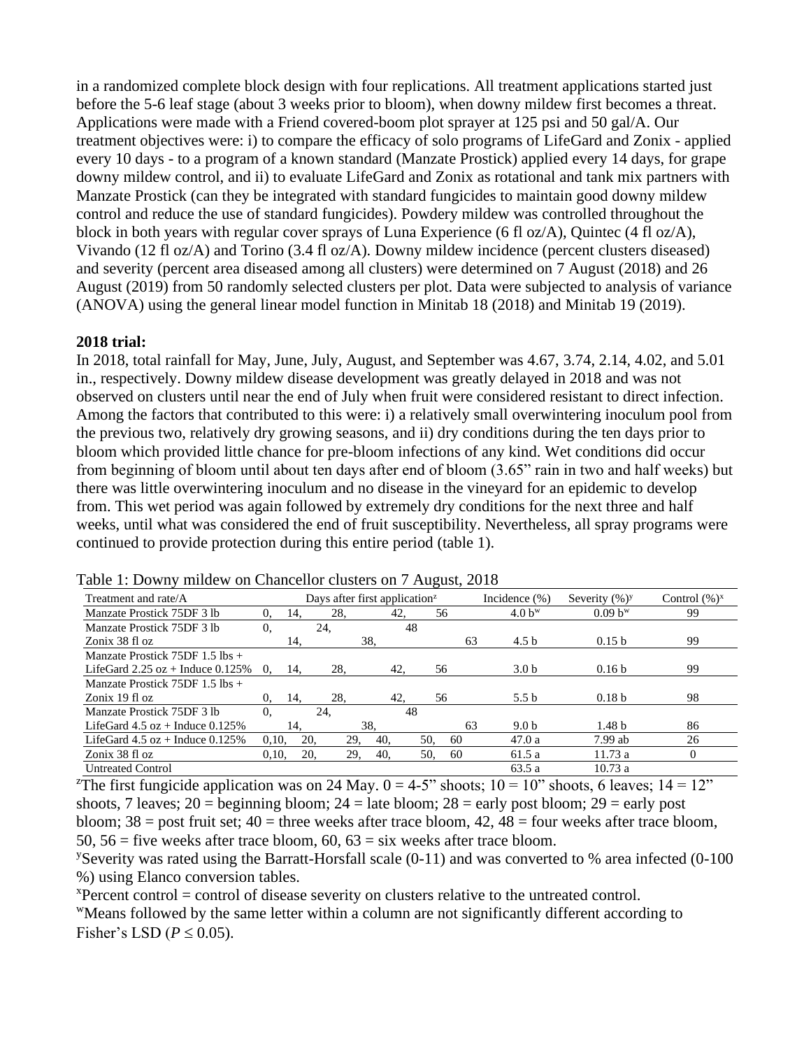in a randomized complete block design with four replications. All treatment applications started just before the 5-6 leaf stage (about 3 weeks prior to bloom), when downy mildew first becomes a threat. Applications were made with a Friend covered-boom plot sprayer at 125 psi and 50 gal/A. Our treatment objectives were: i) to compare the efficacy of solo programs of LifeGard and Zonix - applied every 10 days - to a program of a known standard (Manzate Prostick) applied every 14 days, for grape downy mildew control, and ii) to evaluate LifeGard and Zonix as rotational and tank mix partners with Manzate Prostick (can they be integrated with standard fungicides to maintain good downy mildew control and reduce the use of standard fungicides). Powdery mildew was controlled throughout the block in both years with regular cover sprays of Luna Experience (6 fl oz/A), Quintec (4 fl oz/A), Vivando (12 fl oz/A) and Torino (3.4 fl oz/A). Downy mildew incidence (percent clusters diseased) and severity (percent area diseased among all clusters) were determined on 7 August (2018) and 26 August (2019) from 50 randomly selected clusters per plot. Data were subjected to analysis of variance (ANOVA) using the general linear model function in Minitab 18 (2018) and Minitab 19 (2019).

**2018 trial:**

In 2018, total rainfall for May, June, July, August, and September was 4.67, 3.74, 2.14, 4.02, and 5.01 in., respectively. Downy mildew disease development was greatly delayed in 2018 and was not observed on clusters until near the end of July when fruit were considered resistant to direct infection. Among the factors that contributed to this were: i) a relatively small overwintering inoculum pool from the previous two, relatively dry growing seasons, and ii) dry conditions during the ten days prior to bloom which provided little chance for pre-bloom infections of any kind. Wet conditions did occur from beginning of bloom until about ten days after end of bloom (3.65" rain in two and half weeks) but there was little overwintering inoculum and no disease in the vineyard for an epidemic to develop from. This wet period was again followed by extremely dry conditions for the next three and half weeks, until what was considered the end of fruit susceptibility. Nevertheless, all spray programs were continued to provide protection during this entire period (table 1).

Table 1: Downy mildew on Chancellor clusters on 7 August, 2018

| Treatment and rate/A | Days after first application[z] | Incidence (%) | Severity (%)[y] | Control (%)[x] |
|---|---|---|---|---|
| Manzate Prostick 75DF 3 lb | 0, 14, 28, 42, 56 | 4.0 b[w] | 0.09 b[w] | 99 |
| Manzate Prostick 75DF 3 lb<br>Zonix 38 fl oz | 0, 24, 48<br>14, 38, 63 | 4.5 b | 0.15 b | 99 |
| Manzate Prostick 75DF 1.5 lbs +<br>LifeGard 2.25 oz + Induce 0.125% | 0, 14, 28, 42, 56 | 3.0 b | 0.16 b | 99 |
| Manzate Prostick 75DF 1.5 lbs +<br>Zonix 19 fl oz | 0, 14, 28, 42, 56 | 5.5 b | 0.18 b | 98 |
| Manzate Prostick 75DF 3 lb<br>LifeGard 4.5 oz + Induce 0.125% | 0, 24, 48<br>14, 38, 63 | 9.0 b | 1.48 b | 86 |
| LifeGard 4.5 oz + Induce 0.125% | 0,10, 20, 29, 40, 50, 60 | 47.0 a | 7.99 ab | 26 |
| Zonix 38 fl oz | 0,10, 20, 29, 40, 50, 60 | 61.5 a | 11.73 a | 0 |
| Untreated Control | | 63.5 a | 10.73 a | |

[z]The first fungicide application was on 24 May. 0 = 4-5" shoots; 10 = 10" shoots, 6 leaves; 14 = 12" shoots, 7 leaves; 20 = beginning bloom; 24 = late bloom; 28 = early post bloom; 29 = early post bloom; 38 = post fruit set; 40 = three weeks after trace bloom, 42, 48 = four weeks after trace bloom, 50, 56 = five weeks after trace bloom, 60, 63 = six weeks after trace bloom.

[y]Severity was rated using the Barratt-Horsfall scale (0-11) and was converted to % area infected (0-100 %) using Elanco conversion tables.

[x]Percent control = control of disease severity on clusters relative to the untreated control.

[w]Means followed by the same letter within a column are not significantly different according to Fisher's LSD ($P \leq 0.05$).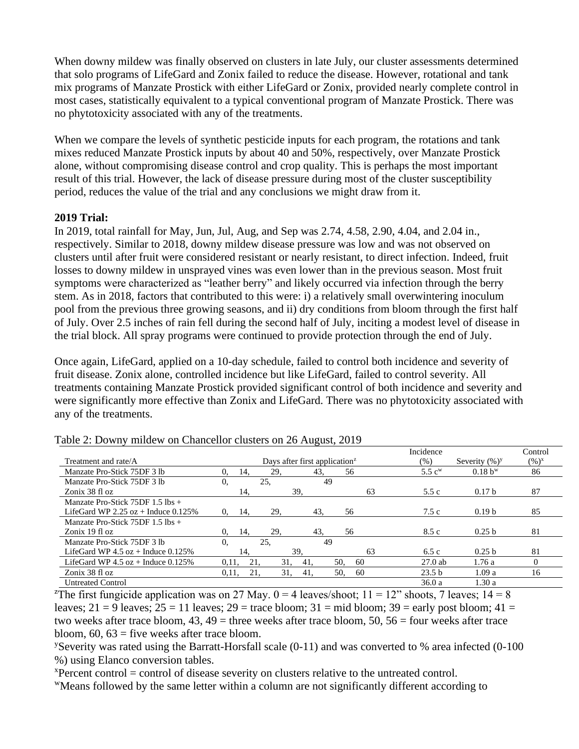When downy mildew was finally observed on clusters in late July, our cluster assessments determined that solo programs of LifeGard and Zonix failed to reduce the disease. However, rotational and tank mix programs of Manzate Prostick with either LifeGard or Zonix, provided nearly complete control in most cases, statistically equivalent to a typical conventional program of Manzate Prostick. There was no phytotoxicity associated with any of the treatments.

When we compare the levels of synthetic pesticide inputs for each program, the rotations and tank mixes reduced Manzate Prostick inputs by about 40 and 50%, respectively, over Manzate Prostick alone, without compromising disease control and crop quality. This is perhaps the most important result of this trial. However, the lack of disease pressure during most of the cluster susceptibility period, reduces the value of the trial and any conclusions we might draw from it.

**2019 Trial:**

In 2019, total rainfall for May, Jun, Jul, Aug, and Sep was 2.74, 4.58, 2.90, 4.04, and 2.04 in., respectively. Similar to 2018, downy mildew disease pressure was low and was not observed on clusters until after fruit were considered resistant or nearly resistant, to direct infection. Indeed, fruit losses to downy mildew in unsprayed vines was even lower than in the previous season. Most fruit symptoms were characterized as "leather berry" and likely occurred via infection through the berry stem. As in 2018, factors that contributed to this were: i) a relatively small overwintering inoculum pool from the previous three growing seasons, and ii) dry conditions from bloom through the first half of July. Over 2.5 inches of rain fell during the second half of July, inciting a modest level of disease in the trial block. All spray programs were continued to provide protection through the end of July.

Once again, LifeGard, applied on a 10-day schedule, failed to control both incidence and severity of fruit disease. Zonix alone, controlled incidence but like LifeGard, failed to control severity. All treatments containing Manzate Prostick provided significant control of both incidence and severity and were significantly more effective than Zonix and LifeGard. There was no phytotoxicity associated with any of the treatments.

Table 2: Downy mildew on Chancellor clusters on 26 August, 2019

| Treatment and rate/A | Days after first application[z] | Incidence (%) | Severity (%)[y] | Control (%)[x] |
|---|---|---|---|---|
| Manzate Pro-Stick 75DF 3 lb | 0, 14, 29, 43, 56 | 5.5 c[w] | 0.18 b[w] | 86 |
| Manzate Pro-Stick 75DF 3 lb<br>Zonix 38 fl oz | 0, 25, 49<br>14, 39, 63 | 5.5 c | 0.17 b | 87 |
| Manzate Pro-Stick 75DF 1.5 lbs +<br>LifeGard WP 2.25 oz + Induce 0.125% | 0, 14, 29, 43, 56 | 7.5 c | 0.19 b | 85 |
| Manzate Pro-Stick 75DF 1.5 lbs +<br>Zonix 19 fl oz | 0, 14, 29, 43, 56 | 8.5 c | 0.25 b | 81 |
| Manzate Pro-Stick 75DF 3 lb<br>LifeGard WP 4.5 oz + Induce 0.125% | 0, 25, 49<br>14, 39, 63 | 6.5 c | 0.25 b | 81 |
| LifeGard WP 4.5 oz + Induce 0.125% | 0,11, 21, 31, 41, 50, 60 | 27.0 ab | 1.76 a | 0 |
| Zonix 38 fl oz | 0,11, 21, 31, 41, 50, 60 | 23.5 b | 1.09 a | 16 |
| Untreated Control | | 36.0 a | 1.30 a | |

[z]The first fungicide application was on 27 May. 0 = 4 leaves/shoot; 11 = 12" shoots, 7 leaves; 14 = 8 leaves; 21 = 9 leaves; 25 = 11 leaves; 29 = trace bloom; 31 = mid bloom; 39 = early post bloom; 41 = two weeks after trace bloom, 43, 49 = three weeks after trace bloom, 50, 56 = four weeks after trace bloom, 60, 63 = five weeks after trace bloom.

[y]Severity was rated using the Barratt-Horsfall scale (0-11) and was converted to % area infected (0-100 %) using Elanco conversion tables.

[x]Percent control = control of disease severity on clusters relative to the untreated control.

[w]Means followed by the same letter within a column are not significantly different according to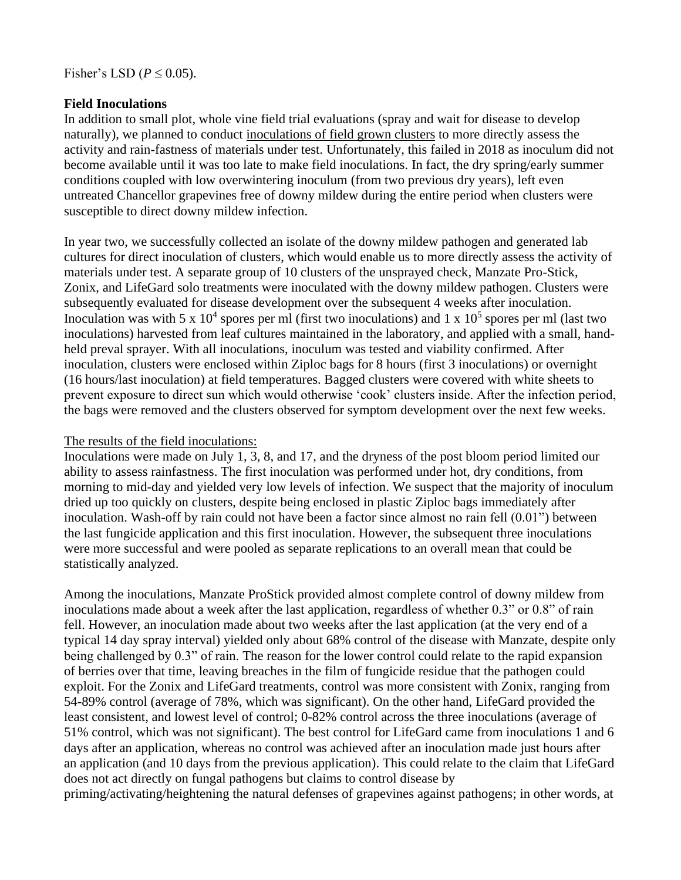Fisher's LSD ($P \leq 0.05$).

**Field Inoculations**

In addition to small plot, whole vine field trial evaluations (spray and wait for disease to develop naturally), we planned to conduct inoculations of field grown clusters to more directly assess the activity and rain-fastness of materials under test. Unfortunately, this failed in 2018 as inoculum did not become available until it was too late to make field inoculations. In fact, the dry spring/early summer conditions coupled with low overwintering inoculum (from two previous dry years), left even untreated Chancellor grapevines free of downy mildew during the entire period when clusters were susceptible to direct downy mildew infection.

In year two, we successfully collected an isolate of the downy mildew pathogen and generated lab cultures for direct inoculation of clusters, which would enable us to more directly assess the activity of materials under test. A separate group of 10 clusters of the unsprayed check, Manzate Pro-Stick, Zonix, and LifeGard solo treatments were inoculated with the downy mildew pathogen. Clusters were subsequently evaluated for disease development over the subsequent 4 weeks after inoculation. Inoculation was with $5 \times 10^4$ spores per ml (first two inoculations) and $1 \times 10^5$ spores per ml (last two inoculations) harvested from leaf cultures maintained in the laboratory, and applied with a small, hand-held preval sprayer. With all inoculations, inoculum was tested and viability confirmed. After inoculation, clusters were enclosed within Ziploc bags for 8 hours (first 3 inoculations) or overnight (16 hours/last inoculation) at field temperatures. Bagged clusters were covered with white sheets to prevent exposure to direct sun which would otherwise 'cook' clusters inside. After the infection period, the bags were removed and the clusters observed for symptom development over the next few weeks.

The results of the field inoculations:

Inoculations were made on July 1, 3, 8, and 17, and the dryness of the post bloom period limited our ability to assess rainfastness. The first inoculation was performed under hot, dry conditions, from morning to mid-day and yielded very low levels of infection. We suspect that the majority of inoculum dried up too quickly on clusters, despite being enclosed in plastic Ziploc bags immediately after inoculation. Wash-off by rain could not have been a factor since almost no rain fell (0.01") between the last fungicide application and this first inoculation. However, the subsequent three inoculations were more successful and were pooled as separate replications to an overall mean that could be statistically analyzed.

Among the inoculations, Manzate ProStick provided almost complete control of downy mildew from inoculations made about a week after the last application, regardless of whether 0.3" or 0.8" of rain fell. However, an inoculation made about two weeks after the last application (at the very end of a typical 14 day spray interval) yielded only about 68% control of the disease with Manzate, despite only being challenged by 0.3" of rain. The reason for the lower control could relate to the rapid expansion of berries over that time, leaving breaches in the film of fungicide residue that the pathogen could exploit. For the Zonix and LifeGard treatments, control was more consistent with Zonix, ranging from 54-89% control (average of 78%, which was significant). On the other hand, LifeGard provided the least consistent, and lowest level of control; 0-82% control across the three inoculations (average of 51% control, which was not significant). The best control for LifeGard came from inoculations 1 and 6 days after an application, whereas no control was achieved after an inoculation made just hours after an application (and 10 days from the previous application). This could relate to the claim that LifeGard does not act directly on fungal pathogens but claims to control disease by priming/activating/heightening the natural defenses of grapevines against pathogens; in other words, at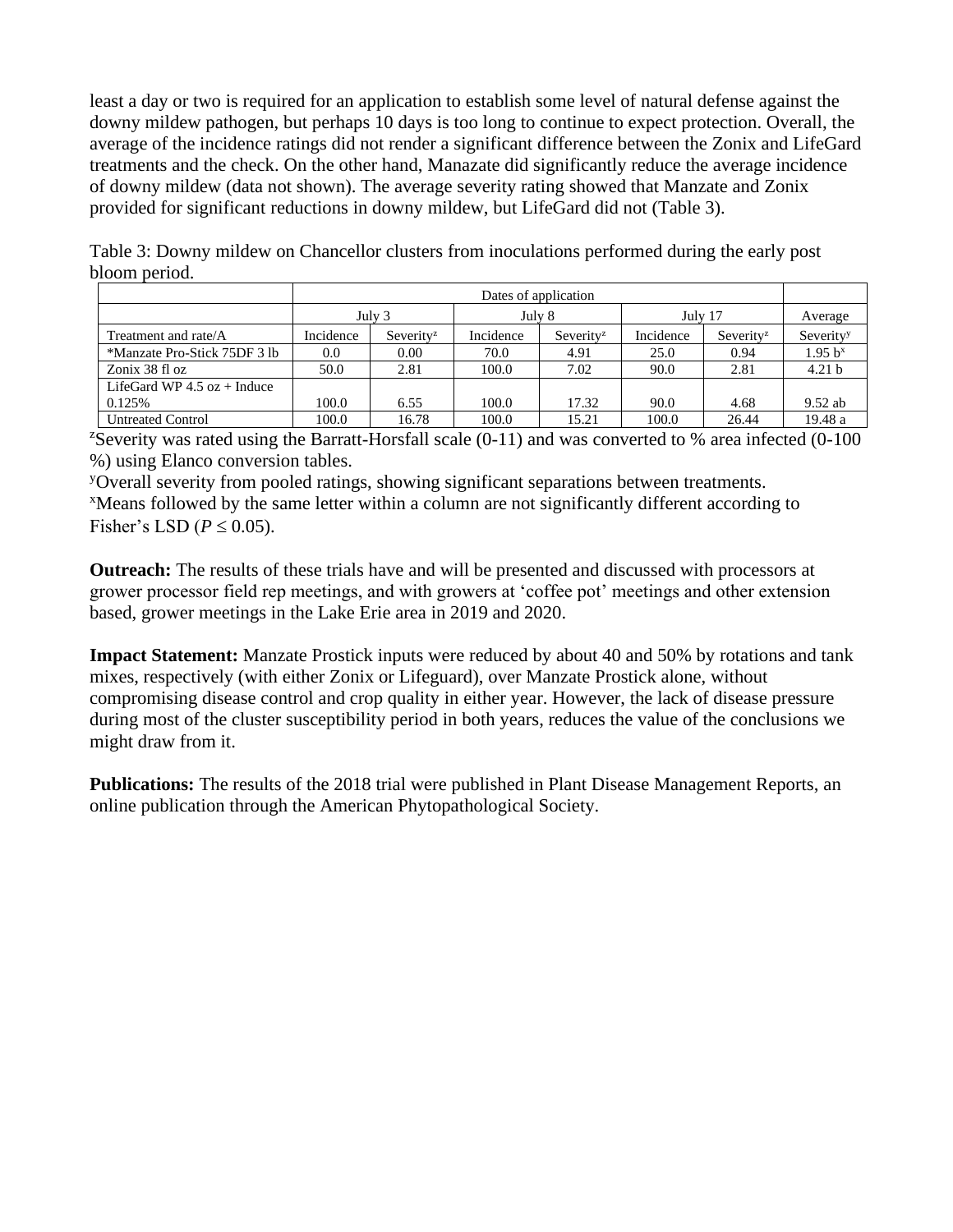least a day or two is required for an application to establish some level of natural defense against the downy mildew pathogen, but perhaps 10 days is too long to continue to expect protection. Overall, the average of the incidence ratings did not render a significant difference between the Zonix and LifeGard treatments and the check. On the other hand, Manazate did significantly reduce the average incidence of downy mildew (data not shown). The average severity rating showed that Manzate and Zonix provided for significant reductions in downy mildew, but LifeGard did not (Table 3).

Table 3: Downy mildew on Chancellor clusters from inoculations performed during the early post bloom period.

| | Dates of application | | | | | | |
|---|---|---|---|---|---|---|---|
| | July 3 | | July 8 | | July 17 | | Average |
| Treatment and rate/A | Incidence | Severity[z] | Incidence | Severity[z] | Incidence | Severity[z] | Severity[y] |
| *Manzate Pro-Stick 75DF 3 lb | 0.0 | 0.00 | 70.0 | 4.91 | 25.0 | 0.94 | 1.95 b[x] |
| Zonix 38 fl oz | 50.0 | 2.81 | 100.0 | 7.02 | 90.0 | 2.81 | 4.21 b |
| LifeGard WP 4.5 oz + Induce 0.125% | 100.0 | 6.55 | 100.0 | 17.32 | 90.0 | 4.68 | 9.52 ab |
| Untreated Control | 100.0 | 16.78 | 100.0 | 15.21 | 100.0 | 26.44 | 19.48 a |

[z]Severity was rated using the Barratt-Horsfall scale (0-11) and was converted to % area infected (0-100 %) using Elanco conversion tables.
[y]Overall severity from pooled ratings, showing significant separations between treatments.
[x]Means followed by the same letter within a column are not significantly different according to Fisher's LSD ($P \leq 0.05$).

**Outreach:** The results of these trials have and will be presented and discussed with processors at grower processor field rep meetings, and with growers at 'coffee pot' meetings and other extension based, grower meetings in the Lake Erie area in 2019 and 2020.

**Impact Statement:** Manzate Prostick inputs were reduced by about 40 and 50% by rotations and tank mixes, respectively (with either Zonix or Lifeguard), over Manzate Prostick alone, without compromising disease control and crop quality in either year. However, the lack of disease pressure during most of the cluster susceptibility period in both years, reduces the value of the conclusions we might draw from it.

**Publications:** The results of the 2018 trial were published in Plant Disease Management Reports, an online publication through the American Phytopathological Society.